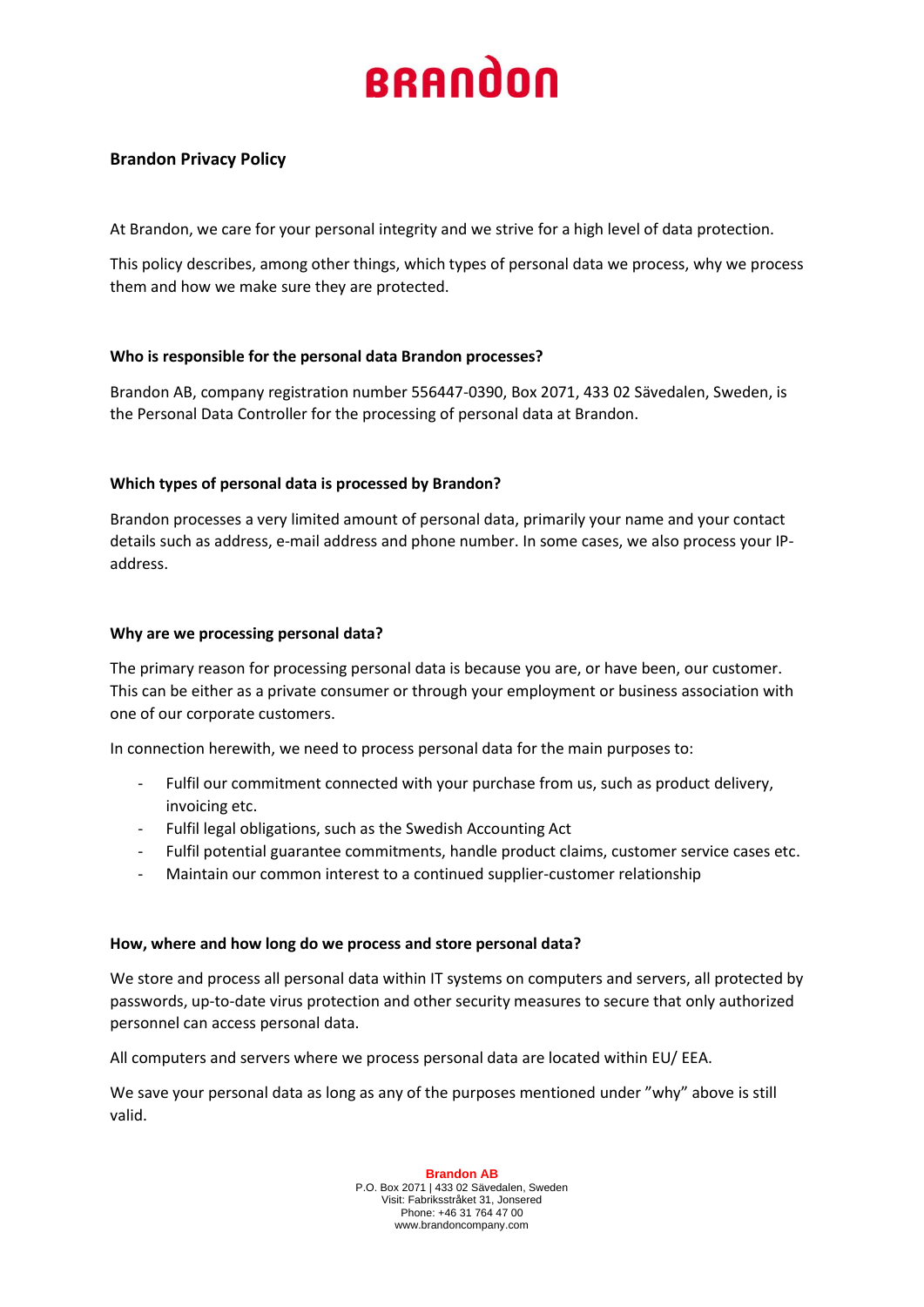# Brandon Privacy Policy

At Brandon, we care for your personal integrity and we strive for a high level of data protection.

This policy describes, among other things, which types of personal data we process, why we process them and how we make sure they are protected.

## Who is responsible for the personal data Brandon processes?

Brandon AB, company registration number 556447-0390, Box 2071, 433 02 Sävedalen, Sweden, is the Personal Data Controller for the processing of personal data at Brandon.

## Which types of personal data is processed by Brandon?

Brandon processes a very limited amount of personal data, primarily your name and your contact details such as address, e-mail address and phone number. In some cases, we also process your IP-address.

## Why are we processing personal data?

The primary reason for processing personal data is because you are, or have been, our customer. This can be either as a private consumer or through your employment or business association with one of our corporate customers.

In connection herewith, we need to process personal data for the main purposes to:

- Fulfil our commitment connected with your purchase from us, such as product delivery, invoicing etc.
- Fulfil legal obligations, such as the Swedish Accounting Act
- Fulfil potential guarantee commitments, handle product claims, customer service cases etc.
- Maintain our common interest to a continued supplier-customer relationship

## How, where and how long do we process and store personal data?

We store and process all personal data within IT systems on computers and servers, all protected by passwords, up-to-date virus protection and other security measures to secure that only authorized personnel can access personal data.

All computers and servers where we process personal data are located within EU/ EEA.

We save your personal data as long as any of the purposes mentioned under "why" above is still valid.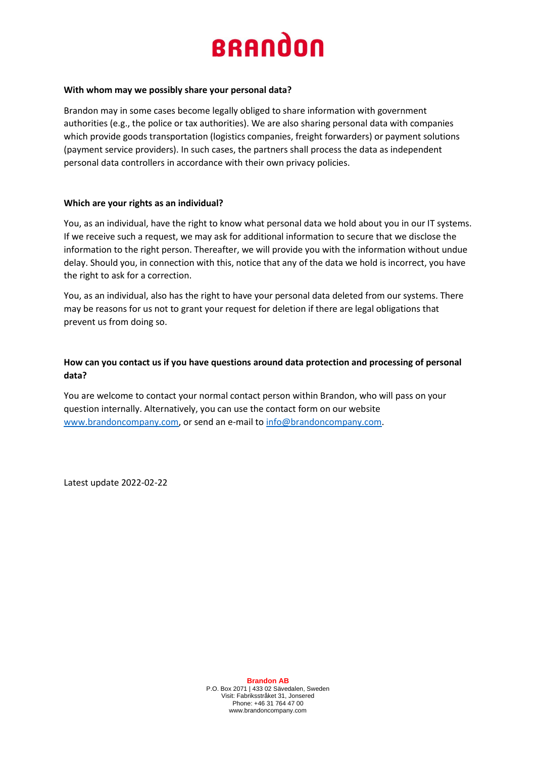## With whom may we possibly share your personal data?

Brandon may in some cases become legally obliged to share information with government authorities (e.g., the police or tax authorities). We are also sharing personal data with companies which provide goods transportation (logistics companies, freight forwarders) or payment solutions (payment service providers). In such cases, the partners shall process the data as independent personal data controllers in accordance with their own privacy policies.

## Which are your rights as an individual?

You, as an individual, have the right to know what personal data we hold about you in our IT systems. If we receive such a request, we may ask for additional information to secure that we disclose the information to the right person. Thereafter, we will provide you with the information without undue delay. Should you, in connection with this, notice that any of the data we hold is incorrect, you have the right to ask for a correction.

You, as an individual, also has the right to have your personal data deleted from our systems. There may be reasons for us not to grant your request for deletion if there are legal obligations that prevent us from doing so.

## How can you contact us if you have questions around data protection and processing of personal data?

You are welcome to contact your normal contact person within Brandon, who will pass on your question internally. Alternatively, you can use the contact form on our website www.brandoncompany.com, or send an e-mail to info@brandoncompany.com.

Latest update 2022-02-22